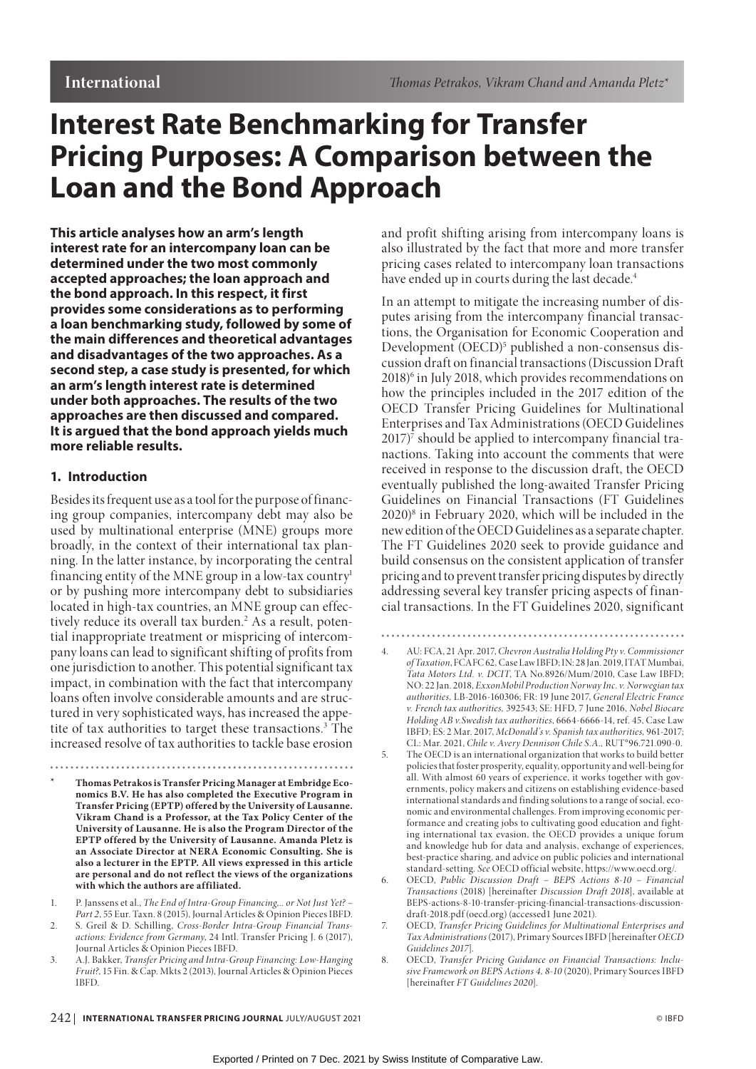# Interest Rate Benchmarking for Transfer Pricing Purposes: A Comparison between the Loan and the Bond Approach

Thomas Petrakos, Vikram Chand and Amanda Pletz*

**This article analyses how an arm's length interest rate for an intercompany loan can be determined under the two most commonly accepted approaches; the loan approach and the bond approach. In this respect, it first provides some considerations as to performing a loan benchmarking study, followed by some of the main differences and theoretical advantages and disadvantages of the two approaches. As a second step, a case study is presented, for which an arm's length interest rate is determined under both approaches. The results of the two approaches are then discussed and compared. It is argued that the bond approach yields much more reliable results.**

## 1. Introduction

Besides its frequent use as a tool for the purpose of financing group companies, intercompany debt may also be used by multinational enterprise (MNE) groups more broadly, in the context of their international tax planning. In the latter instance, by incorporating the central financing entity of the MNE group in a low-tax country[1] or by pushing more intercompany debt to subsidiaries located in high-tax countries, an MNE group can effectively reduce its overall tax burden.[2] As a result, potential inappropriate treatment or mispricing of intercompany loans can lead to significant shifting of profits from one jurisdiction to another. This potential significant tax impact, in combination with the fact that intercompany loans often involve considerable amounts and are structured in very sophisticated ways, has increased the appetite of tax authorities to target these transactions.[3] The increased resolve of tax authorities to tackle base erosion and profit shifting arising from intercompany loans is also illustrated by the fact that more and more transfer pricing cases related to intercompany loan transactions have ended up in courts during the last decade.[4]

In an attempt to mitigate the increasing number of disputes arising from the intercompany financial transactions, the Organisation for Economic Cooperation and Development (OECD)[5] published a non-consensus discussion draft on financial transactions (Discussion Draft 2018)[6] in July 2018, which provides recommendations on how the principles included in the 2017 edition of the OECD Transfer Pricing Guidelines for Multinational Enterprises and Tax Administrations (OECD Guidelines 2017)[7] should be applied to intercompany financial tranactions. Taking into account the comments that were received in response to the discussion draft, the OECD eventually published the long-awaited Transfer Pricing Guidelines on Financial Transactions (FT Guidelines 2020)[8] in February 2020, which will be included in the new edition of the OECD Guidelines as a separate chapter. The FT Guidelines 2020 seek to provide guidance and build consensus on the consistent application of transfer pricing and to prevent transfer pricing disputes by directly addressing several key transfer pricing aspects of financial transactions. In the FT Guidelines 2020, significant

---

\* **Thomas Petrakos is Transfer Pricing Manager at Embridge Economics B.V. He has also completed the Executive Program in Transfer Pricing (EPTP) offered by the University of Lausanne. Vikram Chand is a Professor, at the Tax Policy Center of the University of Lausanne. He is also the Program Director of the EPTP offered by the University of Lausanne. Amanda Pletz is an Associate Director at NERA Economic Consulting. She is also a lecturer in the EPTP. All views expressed in this article are personal and do not reflect the views of the organizations with which the authors are affiliated.**

1. P. Janssens et al., *The End of Intra-Group Financing,.. or Not Just Yet? – Part 2*, 55 Eur. Taxn. 8 (2015), Journal Articles & Opinion Pieces IBFD.
2. S. Greil & D. Schilling, *Cross-Border Intra-Group Financial Transactions: Evidence from Germany*, 24 Intl. Transfer Pricing J. 6 (2017), Journal Articles & Opinion Pieces IBFD.
3. A.J. Bakker, *Transfer Pricing and Intra-Group Financing: Low-Hanging Fruit?*, 15 Fin. & Cap. Mkts 2 (2013), Journal Articles & Opinion Pieces IBFD.
4. AU: FCA, 21 Apr. 2017, *Chevron Australia Holding Pty v. Commissioner of Taxation*, FCAFC 62, Case Law IBFD; IN: 28 Jan. 2019, ITAT Mumbai, *Tata Motors Ltd. v. DCIT*, TA No.8926/Mum/2010, Case Law IBFD; NO: 22 Jan. 2018, *ExxonMobil Production Norway Inc. v. Norwegian tax authorities*, LB-2016-160306; FR: 19 June 2017, *General Electric France v. French tax authorities*, 392543; SE: HFD, 7 June 2016, *Nobel Biocare Holding AB v.Swedish tax authorities*, 6664-6666-14, ref. 45, Case Law IBFD; ES: 2 Mar. 2017, *McDonald's v. Spanish tax authorities*, 961-2017; CL: Mar. 2021, *Chile v. Avery Dennison Chile S.A.*, RUT°96.721.090-0.
5. The OECD is an international organization that works to build better policies that foster prosperity, equality, opportunity and well-being for all. With almost 60 years of experience, it works together with governments, policy makers and citizens on establishing evidence-based international standards and finding solutions to a range of social, economic and environmental challenges. From improving economic performance and creating jobs to cultivating good education and fighting international tax evasion, the OECD provides a unique forum and knowledge hub for data and analysis, exchange of experiences, best-practice sharing, and advice on public policies and international standard-setting. *See* OECD official website, https://www.oecd.org/.
6. OECD, *Public Discussion Draft – BEPS Actions 8-10 – Financial Transactions* (2018) [hereinafter *Discussion Draft 2018*], available at BEPS-actions-8-10-transfer-pricing-financial-transactions-discussion-draft-2018.pdf (oecd.org) (accessed1 June 2021).
7. OECD, *Transfer Pricing Guidelines for Multinational Enterprises and Tax Administrations* (2017), Primary Sources IBFD [hereinafter *OECD Guidelines 2017*].
8. OECD, *Transfer Pricing Guidance on Financial Transactions: Inclusive Framework on BEPS Actions 4, 8-10* (2020), Primary Sources IBFD [hereinafter *FT Guidelines 2020*].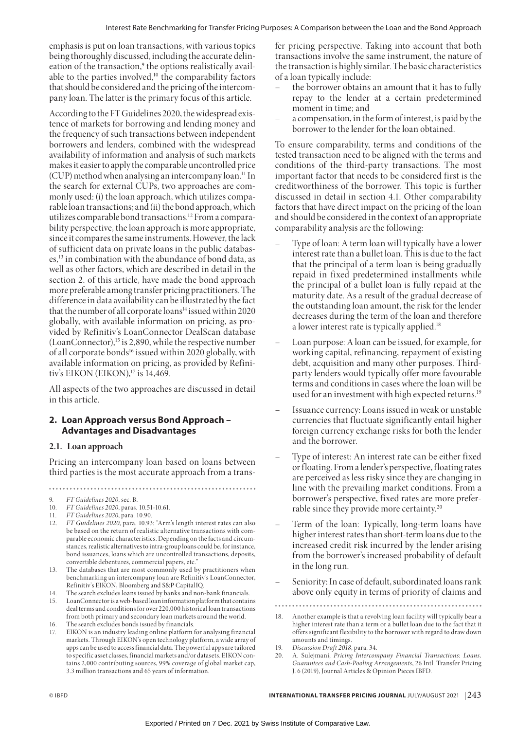emphasis is put on loan transactions, with various topics being thoroughly discussed, including the accurate delineation of the transaction,[9] the options realistically available to the parties involved,[10] the comparability factors that should be considered and the pricing of the intercompany loan. The latter is the primary focus of this article.

According to the FT Guidelines 2020, the widespread existence of markets for borrowing and lending money and the frequency of such transactions between independent borrowers and lenders, combined with the widespread availability of information and analysis of such markets makes it easier to apply the comparable uncontrolled price (CUP) method when analysing an intercompany loan.[11] In the search for external CUPs, two approaches are commonly used: (i) the loan approach, which utilizes comparable loan transactions; and (ii) the bond approach, which utilizes comparable bond transactions.[12] From a comparability perspective, the loan approach is more appropriate, since it compares the same instruments. However, the lack of sufficient data on private loans in the public databases,[13] in combination with the abundance of bond data, as well as other factors, which are described in detail in the section 2. of this article, have made the bond approach more preferable among transfer pricing practitioners. The difference in data availability can be illustrated by the fact that the number of all corporate loans[14] issued within 2020 globally, with available information on pricing, as provided by Refinitiv's LoanConnector DealScan database (LoanConnector),[15] is 2,890, while the respective number of all corporate bonds[16] issued within 2020 globally, with available information on pricing, as provided by Refinitiv's EIKON (EIKON),[17] is 14,469.

All aspects of the two approaches are discussed in detail in this article.

## 2. Loan Approach versus Bond Approach – Advantages and Disadvantages

### 2.1. Loan approach

Pricing an intercompany loan based on loans between third parties is the most accurate approach from a transfer pricing perspective. Taking into account that both transactions involve the same instrument, the nature of the transaction is highly similar. The basic characteristics of a loan typically include:

- the borrower obtains an amount that it has to fully repay to the lender at a certain predetermined moment in time; and
- a compensation, in the form of interest, is paid by the borrower to the lender for the loan obtained.

To ensure comparability, terms and conditions of the tested transaction need to be aligned with the terms and conditions of the third-party transactions. The most important factor that needs to be considered first is the creditworthiness of the borrower. This topic is further discussed in detail in section 4.1. Other comparability factors that have direct impact on the pricing of the loan and should be considered in the context of an appropriate comparability analysis are the following:

- Type of loan: A term loan will typically have a lower interest rate than a bullet loan. This is due to the fact that the principal of a term loan is being gradually repaid in fixed predetermined installments while the principal of a bullet loan is fully repaid at the maturity date. As a result of the gradual decrease of the outstanding loan amount, the risk for the lender decreases during the term of the loan and therefore a lower interest rate is typically applied.[18]
- Loan purpose: A loan can be issued, for example, for working capital, refinancing, repayment of existing debt, acquisition and many other purposes. Third-party lenders would typically offer more favourable terms and conditions in cases where the loan will be used for an investment with high expected returns.[19]
- Issuance currency: Loans issued in weak or unstable currencies that fluctuate significantly entail higher foreign currency exchange risks for both the lender and the borrower.
- Type of interest: An interest rate can be either fixed or floating. From a lender's perspective, floating rates are perceived as less risky since they are changing in line with the prevailing market conditions. From a borrower's perspective, fixed rates are more preferable since they provide more certainty.[20]
- Term of the loan: Typically, long-term loans have higher interest rates than short-term loans due to the increased credit risk incurred by the lender arising from the borrower's increased probability of default in the long run.
- Seniority: In case of default, subordinated loans rank above only equity in terms of priority of claims and

---

9. *FT Guidelines 2020*, sec. B.
10. *FT Guidelines 2020*, paras. 10.51-10.61.
11. *FT Guidelines 2020*, para. 10.90.
12. *FT Guidelines 2020*, para. 10.93: "Arm's length interest rates can also be based on the return of realistic alternative transactions with comparable economic characteristics. Depending on the facts and circumstances, realistic alternatives to intra-group loans could be, for instance, bond issuances, loans which are uncontrolled transactions, deposits, convertible debentures, commercial papers, etc."
13. The databases that are most commonly used by practitioners when benchmarking an intercompany loan are Refinitiv's LoanConnector, Refinitiv's EIKON, Bloomberg and S&P CapitalIQ.
14. The search excludes loans issued by banks and non-bank financials.
15. LoanConnector is a web-based loan information platform that contains deal terms and conditions for over 220,000 historical loan transactions from both primary and secondary loan markets around the world.
16. The search excludes bonds issued by financials.
17. EIKON is an industry leading online platform for analysing financial markets. Through EIKON's open technology platform, a wide array of apps can be used to access financial data. The powerful apps are tailored to specific asset classes, financial markets and/or datasets. EIKON contains 2,000 contributing sources, 99% coverage of global market cap, 3.3 million transactions and 65 years of information.
18. Another example is that a revolving loan facility will typically bear a higher interest rate than a term or a bullet loan due to the fact that it offers significant flexibility to the borrower with regard to draw down amounts and timings.
19. *Discussion Draft 2018*, para. 34.
20. A. Sulejmani, *Pricing Intercompany Financial Transactions: Loans, Guarantees and Cash-Pooling Arrangements*, 26 Intl. Transfer Pricing J. 6 (2019), Journal Articles & Opinion Pieces IBFD.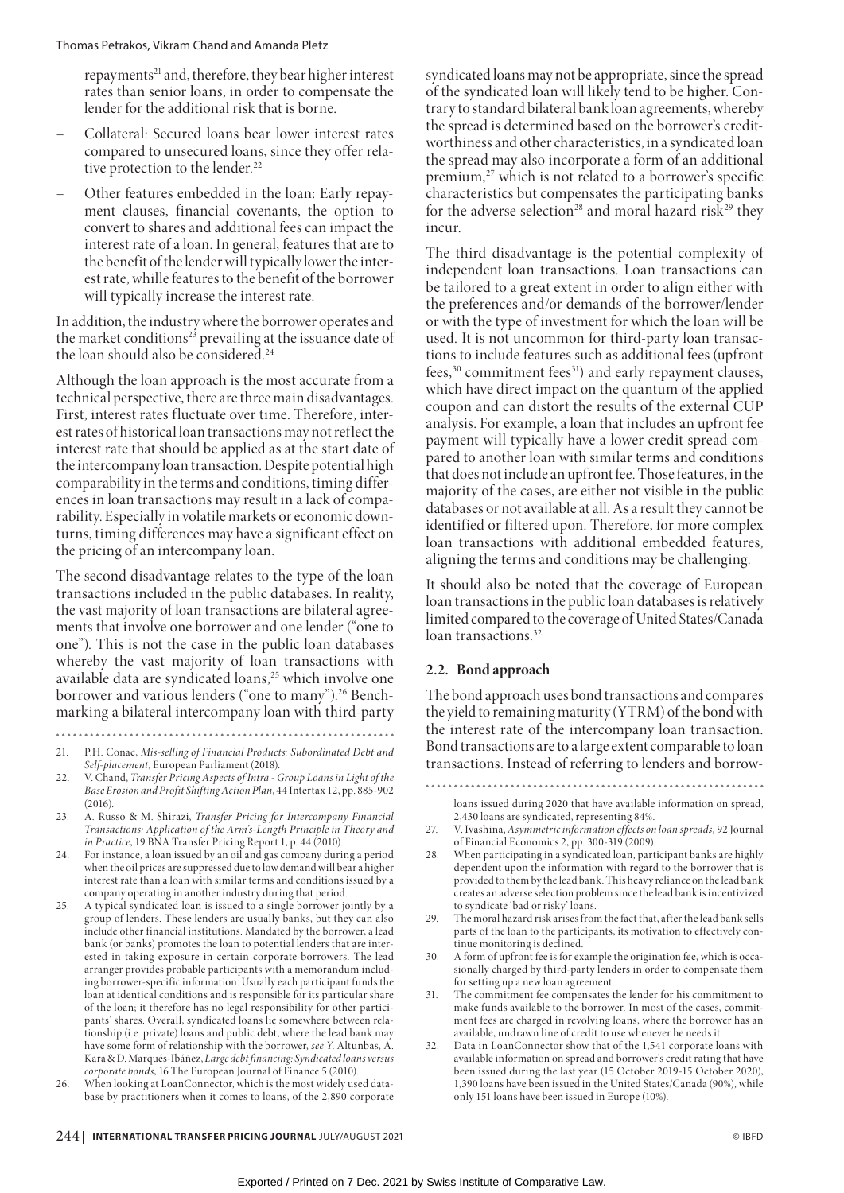repayments[21] and, therefore, they bear higher interest rates than senior loans, in order to compensate the lender for the additional risk that is borne.

- Collateral: Secured loans bear lower interest rates compared to unsecured loans, since they offer relative protection to the lender.[22]
- Other features embedded in the loan: Early repayment clauses, financial covenants, the option to convert to shares and additional fees can impact the interest rate of a loan. In general, features that are to the benefit of the lender will typically lower the interest rate, whille features to the benefit of the borrower will typically increase the interest rate.

In addition, the industry where the borrower operates and the market conditions[23] prevailing at the issuance date of the loan should also be considered.[24]

Although the loan approach is the most accurate from a technical perspective, there are three main disadvantages. First, interest rates fluctuate over time. Therefore, interest rates of historical loan transactions may not reflect the interest rate that should be applied as at the start date of the intercompany loan transaction. Despite potential high comparability in the terms and conditions, timing differences in loan transactions may result in a lack of comparability. Especially in volatile markets or economic downturns, timing differences may have a significant effect on the pricing of an intercompany loan.

The second disadvantage relates to the type of the loan transactions included in the public databases. In reality, the vast majority of loan transactions are bilateral agreements that involve one borrower and one lender ("one to one"). This is not the case in the public loan databases whereby the vast majority of loan transactions with available data are syndicated loans,[25] which involve one borrower and various lenders ("one to many").[26] Benchmarking a bilateral intercompany loan with third-party syndicated loans may not be appropriate, since the spread of the syndicated loan will likely tend to be higher. Contrary to standard bilateral bank loan agreements, whereby the spread is determined based on the borrower's creditworthiness and other characteristics, in a syndicated loan the spread may also incorporate a form of an additional premium,[27] which is not related to a borrower's specific characteristics but compensates the participating banks for the adverse selection[28] and moral hazard risk[29] they incur.

The third disadvantage is the potential complexity of independent loan transactions. Loan transactions can be tailored to a great extent in order to align either with the preferences and/or demands of the borrower/lender or with the type of investment for which the loan will be used. It is not uncommon for third-party loan transactions to include features such as additional fees (upfront fees,[30] commitment fees[31]) and early repayment clauses, which have direct impact on the quantum of the applied coupon and can distort the results of the external CUP analysis. For example, a loan that includes an upfront fee payment will typically have a lower credit spread compared to another loan with similar terms and conditions that does not include an upfront fee. Those features, in the majority of the cases, are either not visible in the public databases or not available at all. As a result they cannot be identified or filtered upon. Therefore, for more complex loan transactions with additional embedded features, aligning the terms and conditions may be challenging.

It should also be noted that the coverage of European loan transactions in the public loan databases is relatively limited compared to the coverage of United States/Canada loan transactions.[32]

### 2.2. Bond approach

The bond approach uses bond transactions and compares the yield to remaining maturity (YTRM) of the bond with the interest rate of the intercompany loan transaction. Bond transactions are to a large extent comparable to loan transactions. Instead of referring to lenders and borrow-

---

21. P.H. Conac, *Mis-selling of Financial Products: Subordinated Debt and Self-placement*, European Parliament (2018).
22. V. Chand, *Transfer Pricing Aspects of Intra - Group Loans in Light of the Base Erosion and Profit Shifting Action Plan*, 44 Intertax 12, pp. 885-902 (2016).
23. A. Russo & M. Shirazi, *Transfer Pricing for Intercompany Financial Transactions: Application of the Arm's-Length Principle in Theory and in Practice*, 19 BNA Transfer Pricing Report 1, p. 44 (2010).
24. For instance, a loan issued by an oil and gas company during a period when the oil prices are suppressed due to low demand will bear a higher interest rate than a loan with similar terms and conditions issued by a company operating in another industry during that period.
25. A typical syndicated loan is issued to a single borrower jointly by a group of lenders. These lenders are usually banks, but they can also include other financial institutions. Mandated by the borrower, a lead bank (or banks) promotes the loan to potential lenders that are interested in taking exposure in certain corporate borrowers. The lead arranger provides probable participants with a memorandum including borrower-specific information. Usually each participant funds the loan at identical conditions and is responsible for its particular share of the loan; it therefore has no legal responsibility for other participants' shares. Overall, syndicated loans lie somewhere between relationship (i.e. private) loans and public debt, where the lead bank may have some form of relationship with the borrower, *see* Y. Altunbas, A. Kara & D. Marqués-Ibáñez, *Large debt financing: Syndicated loans versus corporate bonds*, 16 The European Journal of Finance 5 (2010).
26. When looking at LoanConnector, which is the most widely used database by practitioners when it comes to loans, of the 2,890 corporate loans issued during 2020 that have available information on spread, 2,430 loans are syndicated, representing 84%.
27. V. Ivashina, *Asymmetric information effects on loan spreads*, 92 Journal of Financial Economics 2, pp. 300-319 (2009).
28. When participating in a syndicated loan, participant banks are highly dependent upon the information with regard to the borrower that is provided to them by the lead bank. This heavy reliance on the lead bank creates an adverse selection problem since the lead bank is incentivized to syndicate 'bad or risky' loans.
29. The moral hazard risk arises from the fact that, after the lead bank sells parts of the loan to the participants, its motivation to effectively continue monitoring is declined.
30. A form of upfront fee is for example the origination fee, which is occasionally charged by third-party lenders in order to compensate them for setting up a new loan agreement.
31. The commitment fee compensates the lender for his commitment to make funds available to the borrower. In most of the cases, commitment fees are charged in revolving loans, where the borrower has an available, undrawn line of credit to use whenever he needs it.
32. Data in LoanConnector show that of the 1,541 corporate loans with available information on spread and borrower's credit rating that have been issued during the last year (15 October 2019-15 October 2020), 1,390 loans have been issued in the United States/Canada (90%), while only 151 loans have been issued in Europe (10%).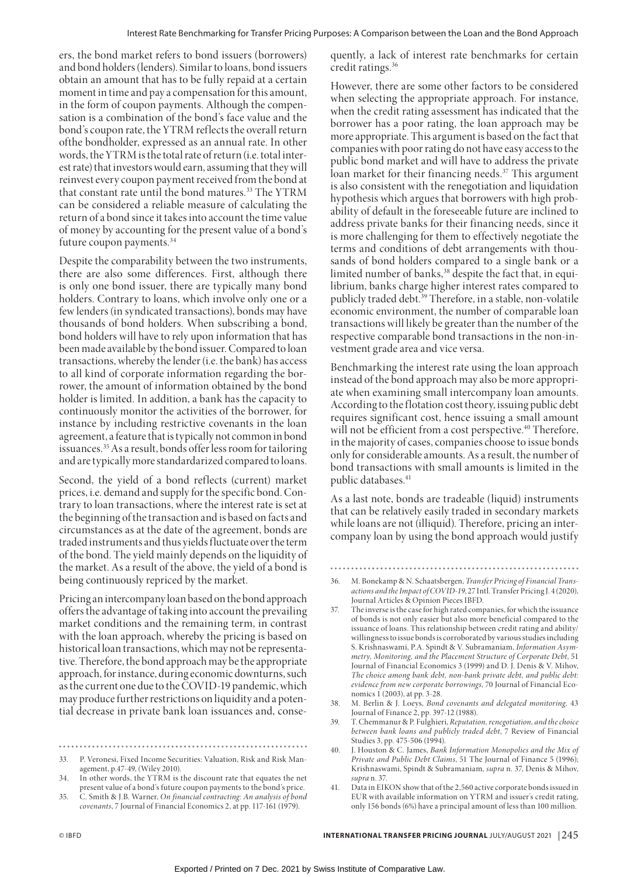ers, the bond market refers to bond issuers (borrowers) and bond holders (lenders). Similar to loans, bond issuers obtain an amount that has to be fully repaid at a certain moment in time and pay a compensation for this amount, in the form of coupon payments. Although the compensation is a combination of the bond's face value and the bond's coupon rate, the YTRM reflects the overall return ofthe bondholder, expressed as an annual rate. In other words, the YTRM is the total rate of return (i.e. total interest rate) that investors would earn, assuming that they will reinvest every coupon payment received from the bond at that constant rate until the bond matures.[33] The YTRM can be considered a reliable measure of calculating the return of a bond since it takes into account the time value of money by accounting for the present value of a bond's future coupon payments.[34]

Despite the comparability between the two instruments, there are also some differences. First, although there is only one bond issuer, there are typically many bond holders. Contrary to loans, which involve only one or a few lenders (in syndicated transactions), bonds may have thousands of bond holders. When subscribing a bond, bond holders will have to rely upon information that has been made available by the bond issuer. Compared to loan transactions, whereby the lender (i.e. the bank) has access to all kind of corporate information regarding the borrower, the amount of information obtained by the bond holder is limited. In addition, a bank has the capacity to continuously monitor the activities of the borrower, for instance by including restrictive covenants in the loan agreement, a feature that is typically not common in bond issuances.[35] As a result, bonds offer less room for tailoring and are typically more standardized compared to loans.

Second, the yield of a bond reflects (current) market prices, i.e. demand and supply for the specific bond. Contrary to loan transactions, where the interest rate is set at the beginning of the transaction and is based on facts and circumstances as at the date of the agreement, bonds are traded instruments and thus yields fluctuate over the term of the bond. The yield mainly depends on the liquidity of the market. As a result of the above, the yield of a bond is being continuously repriced by the market.

Pricing an intercompany loan based on the bond approach offers the advantage of taking into account the prevailing market conditions and the remaining term, in contrast with the loan approach, whereby the pricing is based on historical loan transactions, which may not be representative. Therefore, the bond approach may be the appropriate approach, for instance, during economic downturns, such as the current one due to the COVID-19 pandemic, which may produce further restrictions on liquidity and a potential decrease in private bank loan issuances and, consequently, a lack of interest rate benchmarks for certain credit ratings.[36]

However, there are some other factors to be considered when selecting the appropriate approach. For instance, when the credit rating assessment has indicated that the borrower has a poor rating, the loan approach may be more appropriate. This argument is based on the fact that companies with poor rating do not have easy access to the public bond market and will have to address the private loan market for their financing needs.[37] This argument is also consistent with the renegotiation and liquidation hypothesis which argues that borrowers with high probability of default in the foreseeable future are inclined to address private banks for their financing needs, since it is more challenging for them to effectively negotiate the terms and conditions of debt arrangements with thousands of bond holders compared to a single bank or a limited number of banks,[38] despite the fact that, in equilibrium, banks charge higher interest rates compared to publicly traded debt.[39] Therefore, in a stable, non-volatile economic environment, the number of comparable loan transactions will likely be greater than the number of the respective comparable bond transactions in the non-investment grade area and vice versa.

Benchmarking the interest rate using the loan approach instead of the bond approach may also be more appropriate when examining small intercompany loan amounts. According to the flotation cost theory, issuing public debt requires significant cost, hence issuing a small amount will not be efficient from a cost perspective.[40] Therefore, in the majority of cases, companies choose to issue bonds only for considerable amounts. As a result, the number of bond transactions with small amounts is limited in the public databases.[41]

As a last note, bonds are tradeable (liquid) instruments that can be relatively easily traded in secondary markets while loans are not (illiquid). Therefore, pricing an intercompany loan by using the bond approach would justify

---

33. P. Veronesi, Fixed Income Securities: Valuation, Risk and Risk Management, p.47-49, (Wiley 2010).
34. In other words, the YTRM is the discount rate that equates the net present value of a bond's future coupon payments to the bond's price.
35. C. Smith & J.B. Warner, *On financial contracting: An analysis of bond covenants*, 7 Journal of Financial Economics 2, at pp. 117-161 (1979).
36. M. Bonekamp & N. Schaatsbergen, *Transfer Pricing of Financial Transactions and the Impact of COVID-19*, 27 Intl. Transfer Pricing J. 4 (2020), Journal Articles & Opinion Pieces IBFD.
37. The inverse is the case for high rated companies, for which the issuance of bonds is not only easier but also more beneficial compared to the issuance of loans. This relationship between credit rating and ability/willingness to issue bonds is corroborated by various studies including S. Krishnaswami, P.A. Spindt & V. Subramaniam, *Information Asymmetry, Monitoring, and the Placement Structure of Corporate Debt*, 51 Journal of Financial Economics 3 (1999) and D. J. Denis & V. Mihov, *The choice among bank debt, non-bank private debt, and public debt: evidence from new corporate borrowings*, 70 Journal of Financial Economics 1 (2003), at pp. 3-28.
38. M. Berlin & J. Loeys, *Bond covenants and delegated monitoring*, 43 Journal of Finance 2, pp. 397-12 (1988).
39. T. Chemmanur & P. Fulghieri, *Reputation, renegotiation, and the choice between bank loans and publicly traded debt*, 7 Review of Financial Studies 3, pp. 475-506 (1994).
40. J. Houston & C. James, *Bank Information Monopolies and the Mix of Private and Public Debt Claims*, 51 The Journal of Finance 5 (1996); Krishnaswami, Spindt & Subramaniam, *supra* n. 37, Denis & Mihov, *supra* n. 37.
41. Data in EIKON show that of the 2,560 active corporate bonds issued in EUR with available information on YTRM and issuer's credit rating, only 156 bonds (6%) have a principal amount of less than 100 million.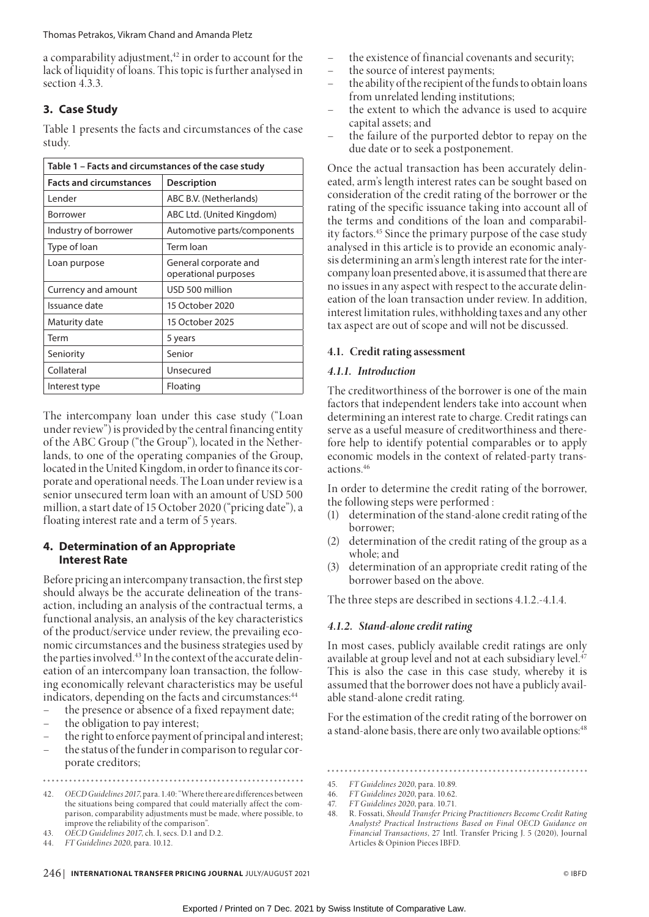a comparability adjustment,[42] in order to account for the lack of liquidity of loans. This topic is further analysed in section 4.3.3.

## 3. Case Study

Table 1 presents the facts and circumstances of the case study.

| Table 1 – Facts and circumstances of the case study | |
|---|---|
| **Facts and circumstances** | **Description** |
| Lender | ABC B.V. (Netherlands) |
| Borrower | ABC Ltd. (United Kingdom) |
| Industry of borrower | Automotive parts/components |
| Type of loan | Term loan |
| Loan purpose | General corporate and operational purposes |
| Currency and amount | USD 500 million |
| Issuance date | 15 October 2020 |
| Maturity date | 15 October 2025 |
| Term | 5 years |
| Seniority | Senior |
| Collateral | Unsecured |
| Interest type | Floating |

The intercompany loan under this case study ("Loan under review") is provided by the central financing entity of the ABC Group ("the Group"), located in the Netherlands, to one of the operating companies of the Group, located in the United Kingdom, in order to finance its corporate and operational needs. The Loan under review is a senior unsecured term loan with an amount of USD 500 million, a start date of 15 October 2020 ("pricing date"), a floating interest rate and a term of 5 years.

## 4. Determination of an Appropriate Interest Rate

Before pricing an intercompany transaction, the first step should always be the accurate delineation of the transaction, including an analysis of the contractual terms, a functional analysis, an analysis of the key characteristics of the product/service under review, the prevailing economic circumstances and the business strategies used by the parties involved.[43] In the context of the accurate delineation of an intercompany loan transaction, the following economically relevant characteristics may be useful indicators, depending on the facts and circumstances:[44]

- the presence or absence of a fixed repayment date;
- the obligation to pay interest;
- the right to enforce payment of principal and interest;
- the status of the funder in comparison to regular corporate creditors;
- the existence of financial covenants and security;
- the source of interest payments;
- the ability of the recipient of the funds to obtain loans from unrelated lending institutions;
- the extent to which the advance is used to acquire capital assets; and
- the failure of the purported debtor to repay on the due date or to seek a postponement.

Once the actual transaction has been accurately delineated, arm's length interest rates can be sought based on consideration of the credit rating of the borrower or the rating of the specific issuance taking into account all of the terms and conditions of the loan and comparability factors.[45] Since the primary purpose of the case study analysed in this article is to provide an economic analysis determining an arm's length interest rate for the intercompany loan presented above, it is assumed that there are no issues in any aspect with respect to the accurate delineation of the loan transaction under review. In addition, interest limitation rules, withholding taxes and any other tax aspect are out of scope and will not be discussed.

### 4.1. Credit rating assessment

#### *4.1.1. Introduction*

The creditworthiness of the borrower is one of the main factors that independent lenders take into account when determining an interest rate to charge. Credit ratings can serve as a useful measure of creditworthiness and therefore help to identify potential comparables or to apply economic models in the context of related-party transactions.[46]

In order to determine the credit rating of the borrower, the following steps were performed :

(1) determination of the stand-alone credit rating of the borrower;
(2) determination of the credit rating of the group as a whole; and
(3) determination of an appropriate credit rating of the borrower based on the above.

The three steps are described in sections 4.1.2.-4.1.4.

#### *4.1.2. Stand-alone credit rating*

In most cases, publicly available credit ratings are only available at group level and not at each subsidiary level.[47] This is also the case in this case study, whereby it is assumed that the borrower does not have a publicly available stand-alone credit rating.

For the estimation of the credit rating of the borrower on a stand-alone basis, there are only two available options:[48]

---

42. *OECD Guidelines 2017*, para. 1.40: "Where there are differences between the situations being compared that could materially affect the comparison, comparability adjustments must be made, where possible, to improve the reliability of the comparison".
43. *OECD Guidelines 2017*, ch. I, secs. D.1 and D.2.
44. *FT Guidelines 2020*, para. 10.12.
45. *FT Guidelines 2020*, para. 10.89.
46. *FT Guidelines 2020*, para. 10.62.
47. *FT Guidelines 2020*, para. 10.71.
48. R. Fossati, *Should Transfer Pricing Practitioners Become Credit Rating Analysts? Practical Instructions Based on Final OECD Guidance on Financial Transactions*, 27 Intl. Transfer Pricing J. 5 (2020), Journal Articles & Opinion Pieces IBFD.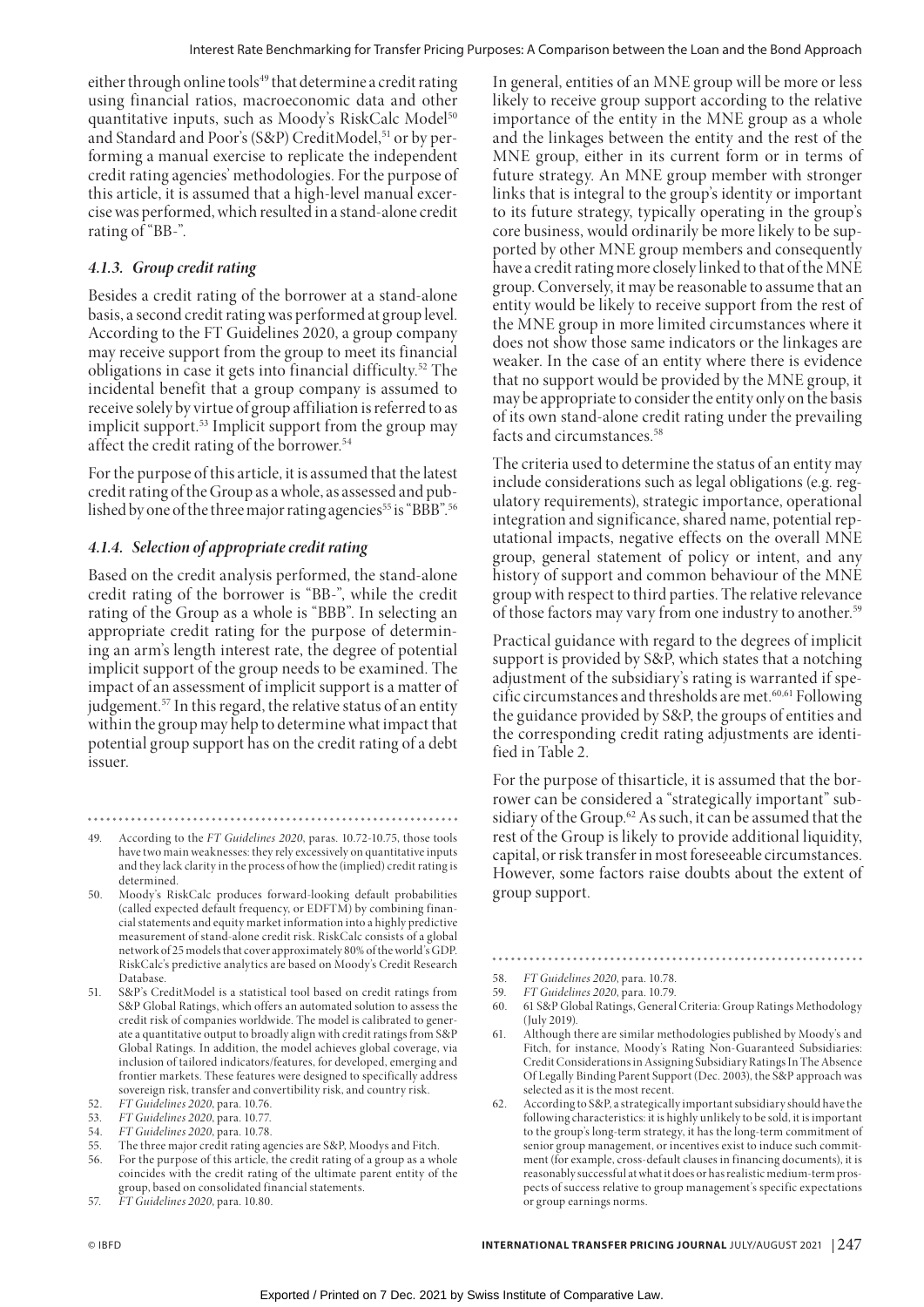either through online tools[49] that determine a credit rating using financial ratios, macroeconomic data and other quantitative inputs, such as Moody's RiskCalc Model[50] and Standard and Poor's (S&P) CreditModel,[51] or by performing a manual exercise to replicate the independent credit rating agencies' methodologies. For the purpose of this article, it is assumed that a high-level manual excercise was performed, which resulted in a stand-alone credit rating of "BB-".

#### *4.1.3. Group credit rating*

Besides a credit rating of the borrower at a stand-alone basis, a second credit rating was performed at group level. According to the FT Guidelines 2020, a group company may receive support from the group to meet its financial obligations in case it gets into financial difficulty.[52] The incidental benefit that a group company is assumed to receive solely by virtue of group affiliation is referred to as implicit support.[53] Implicit support from the group may affect the credit rating of the borrower.[54]

For the purpose of this article, it is assumed that the latest credit rating of the Group as a whole, as assessed and published by one of the three major rating agencies[55] is "BBB".[56]

#### *4.1.4. Selection of appropriate credit rating*

Based on the credit analysis performed, the stand-alone credit rating of the borrower is "BB-", while the credit rating of the Group as a whole is "BBB". In selecting an appropriate credit rating for the purpose of determining an arm's length interest rate, the degree of potential implicit support of the group needs to be examined. The impact of an assessment of implicit support is a matter of judgement.[57] In this regard, the relative status of an entity within the group may help to determine what impact that potential group support has on the credit rating of a debt issuer.

In general, entities of an MNE group will be more or less likely to receive group support according to the relative importance of the entity in the MNE group as a whole and the linkages between the entity and the rest of the MNE group, either in its current form or in terms of future strategy. An MNE group member with stronger links that is integral to the group's identity or important to its future strategy, typically operating in the group's core business, would ordinarily be more likely to be supported by other MNE group members and consequently have a credit rating more closely linked to that of the MNE group. Conversely, it may be reasonable to assume that an entity would be likely to receive support from the rest of the MNE group in more limited circumstances where it does not show those same indicators or the linkages are weaker. In the case of an entity where there is evidence that no support would be provided by the MNE group, it may be appropriate to consider the entity only on the basis of its own stand-alone credit rating under the prevailing facts and circumstances.[58]

The criteria used to determine the status of an entity may include considerations such as legal obligations (e.g. regulatory requirements), strategic importance, operational integration and significance, shared name, potential reputational impacts, negative effects on the overall MNE group, general statement of policy or intent, and any history of support and common behaviour of the MNE group with respect to third parties. The relative relevance of those factors may vary from one industry to another.[59]

Practical guidance with regard to the degrees of implicit support is provided by S&P, which states that a notching adjustment of the subsidiary's rating is warranted if specific circumstances and thresholds are met.[60,61] Following the guidance provided by S&P, the groups of entities and the corresponding credit rating adjustments are identified in Table 2.

For the purpose of thisarticle, it is assumed that the borrower can be considered a "strategically important" subsidiary of the Group.[62] As such, it can be assumed that the rest of the Group is likely to provide additional liquidity, capital, or risk transfer in most foreseeable circumstances. However, some factors raise doubts about the extent of group support.

---

49. According to the *FT Guidelines 2020*, paras. 10.72-10.75, those tools have two main weaknesses: they rely excessively on quantitative inputs and they lack clarity in the process of how the (implied) credit rating is determined.
50. Moody's RiskCalc produces forward-looking default probabilities (called expected default frequency, or EDFTM) by combining financial statements and equity market information into a highly predictive measurement of stand-alone credit risk. RiskCalc consists of a global network of 25 models that cover approximately 80% of the world's GDP. RiskCalc's predictive analytics are based on Moody's Credit Research Database.
51. S&P's CreditModel is a statistical tool based on credit ratings from S&P Global Ratings, which offers an automated solution to assess the credit risk of companies worldwide. The model is calibrated to generate a quantitative output to broadly align with credit ratings from S&P Global Ratings. In addition, the model achieves global coverage, via inclusion of tailored indicators/features, for developed, emerging and frontier markets. These features were designed to specifically address sovereign risk, transfer and convertibility risk, and country risk.
52. *FT Guidelines 2020*, para. 10.76.
53. *FT Guidelines 2020*, para. 10.77.
54. *FT Guidelines 2020*, para. 10.78.
55. The three major credit rating agencies are S&P, Moodys and Fitch.
56. For the purpose of this article, the credit rating of a group as a whole coincides with the credit rating of the ultimate parent entity of the group, based on consolidated financial statements.
57. *FT Guidelines 2020*, para. 10.80.
58. *FT Guidelines 2020*, para. 10.78.
59. *FT Guidelines 2020*, para. 10.79.
60. 61 S&P Global Ratings, General Criteria: Group Ratings Methodology (July 2019).
61. Although there are similar methodologies published by Moody's and Fitch, for instance, Moody's Rating Non-Guaranteed Subsidiaries: Credit Considerations in Assigning Subsidiary Ratings In The Absence Of Legally Binding Parent Support (Dec. 2003), the S&P approach was selected as it is the most recent.
62. According to S&P, a strategically important subsidiary should have the following characteristics: it is highly unlikely to be sold, it is important to the group's long-term strategy, it has the long-term commitment of senior group management, or incentives exist to induce such commitment (for example, cross-default clauses in financing documents), it is reasonably successful at what it does or has realistic medium-term prospects of success relative to group management's specific expectations or group earnings norms.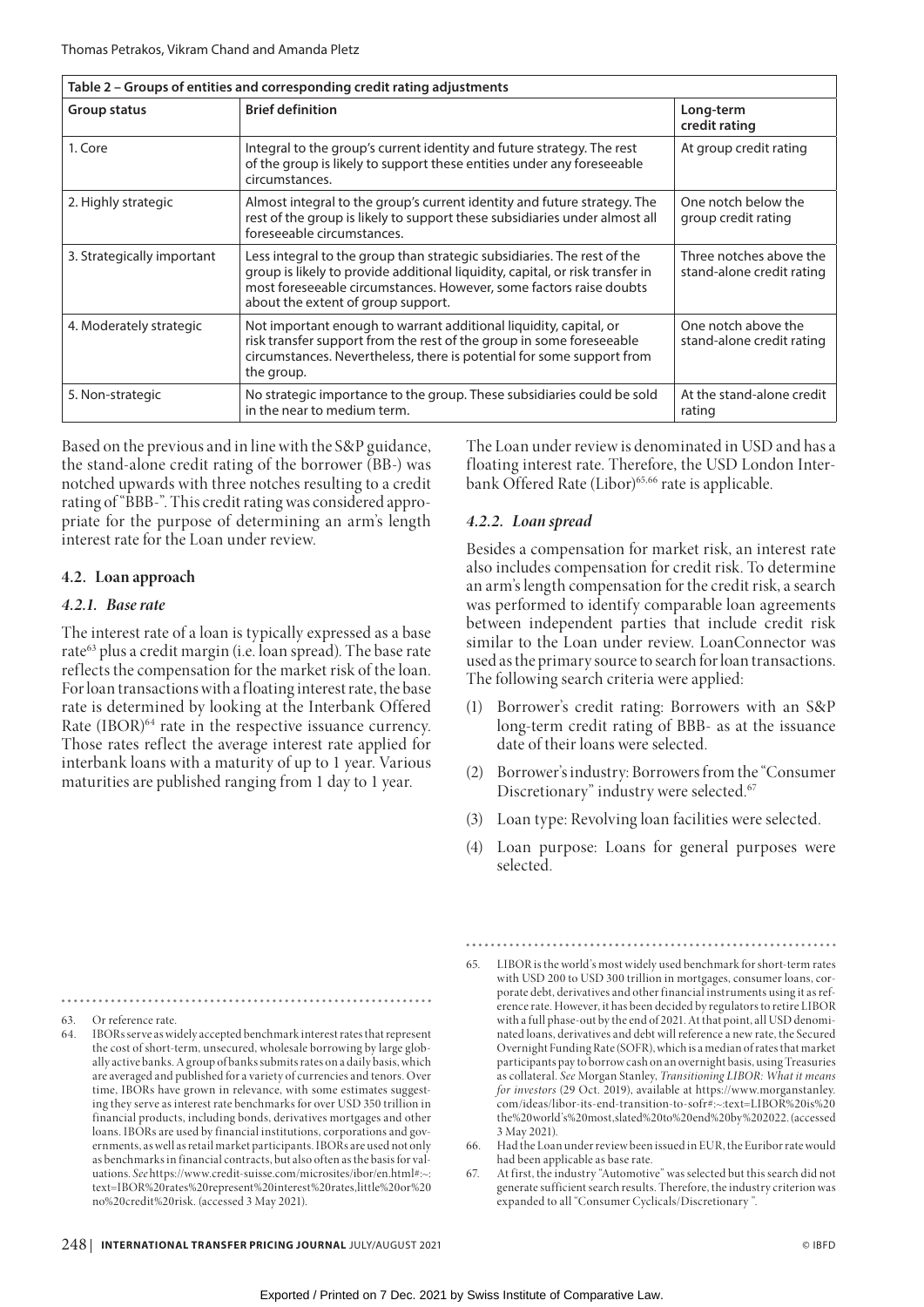| Table 2 – Groups of entities and corresponding credit rating adjustments | | |
|---|---|---|
| **Group status** | **Brief definition** | **Long-term credit rating** |
| 1. Core | Integral to the group's current identity and future strategy. The rest of the group is likely to support these entities under any foreseeable circumstances. | At group credit rating |
| 2. Highly strategic | Almost integral to the group's current identity and future strategy. The rest of the group is likely to support these subsidiaries under almost all foreseeable circumstances. | One notch below the group credit rating |
| 3. Strategically important | Less integral to the group than strategic subsidiaries. The rest of the group is likely to provide additional liquidity, capital, or risk transfer in most foreseeable circumstances. However, some factors raise doubts about the extent of group support. | Three notches above the stand-alone credit rating |
| 4. Moderately strategic | Not important enough to warrant additional liquidity, capital, or risk transfer support from the rest of the group in some foreseeable circumstances. Nevertheless, there is potential for some support from the group. | One notch above the stand-alone credit rating |
| 5. Non-strategic | No strategic importance to the group. These subsidiaries could be sold in the near to medium term. | At the stand-alone credit rating |

Based on the previous and in line with the S&P guidance, the stand-alone credit rating of the borrower (BB-) was notched upwards with three notches resulting to a credit rating of "BBB-". This credit rating was considered appropriate for the purpose of determining an arm's length interest rate for the Loan under review.

## 4.2. Loan approach

### *4.2.1. Base rate*

The interest rate of a loan is typically expressed as a base rate[63] plus a credit margin (i.e. loan spread). The base rate reflects the compensation for the market risk of the loan. For loan transactions with a floating interest rate, the base rate is determined by looking at the Interbank Offered Rate (IBOR)[64] rate in the respective issuance currency. Those rates reflect the average interest rate applied for interbank loans with a maturity of up to 1 year. Various maturities are published ranging from 1 day to 1 year.

The Loan under review is denominated in USD and has a floating interest rate. Therefore, the USD London Interbank Offered Rate (Libor)[65,66] rate is applicable.

### *4.2.2. Loan spread*

Besides a compensation for market risk, an interest rate also includes compensation for credit risk. To determine an arm's length compensation for the credit risk, a search was performed to identify comparable loan agreements between independent parties that include credit risk similar to the Loan under review. LoanConnector was used as the primary source to search for loan transactions. The following search criteria were applied:

(1) Borrower's credit rating: Borrowers with an S&P long-term credit rating of BBB- as at the issuance date of their loans were selected.

(2) Borrower's industry: Borrowers from the "Consumer Discretionary" industry were selected.[67]

(3) Loan type: Revolving loan facilities were selected.

(4) Loan purpose: Loans for general purposes were selected.

---

63. Or reference rate.

64. IBORs serve as widely accepted benchmark interest rates that represent the cost of short-term, unsecured, wholesale borrowing by large globally active banks. A group of banks submits rates on a daily basis, which are averaged and published for a variety of currencies and tenors. Over time, IBORs have grown in relevance, with some estimates suggesting they serve as interest rate benchmarks for over USD 350 trillion in financial products, including bonds, derivatives mortgages and other loans. IBORs are used by financial institutions, corporations and governments, as well as retail market participants. IBORs are used not only as benchmarks in financial contracts, but also often as the basis for valuations. *See* https://www.credit-suisse.com/microsites/ibor/en.html#:~:text=IBOR%20rates%20represent%20interest%20rates,little%20or%20no%20credit%20risk. (accessed 3 May 2021).

65. LIBOR is the world's most widely used benchmark for short-term rates with USD 200 to USD 300 trillion in mortgages, consumer loans, corporate debt, derivatives and other financial instruments using it as reference rate. However, it has been decided by regulators to retire LIBOR with a full phase-out by the end of 2021. At that point, all USD denominated loans, derivatives and debt will reference a new rate, the Secured Overnight Funding Rate (SOFR), which is a median of rates that market participants pay to borrow cash on an overnight basis, using Treasuries as collateral. *See* Morgan Stanley, *Transitioning LIBOR: What it means for investors* (29 Oct. 2019), available at https://www.morganstanley.com/ideas/libor-its-end-transition-to-sofr#:~:text=LIBOR%20is%20the%20world's%20most,slated%20to%20end%20by%202022. (accessed 3 May 2021).

66. Had the Loan under review been issued in EUR, the Euribor rate would had been applicable as base rate.

67. At first, the industry "Automotive" was selected but this search did not generate sufficient search results. Therefore, the industry criterion was expanded to all "Consumer Cyclicals/Discretionary ".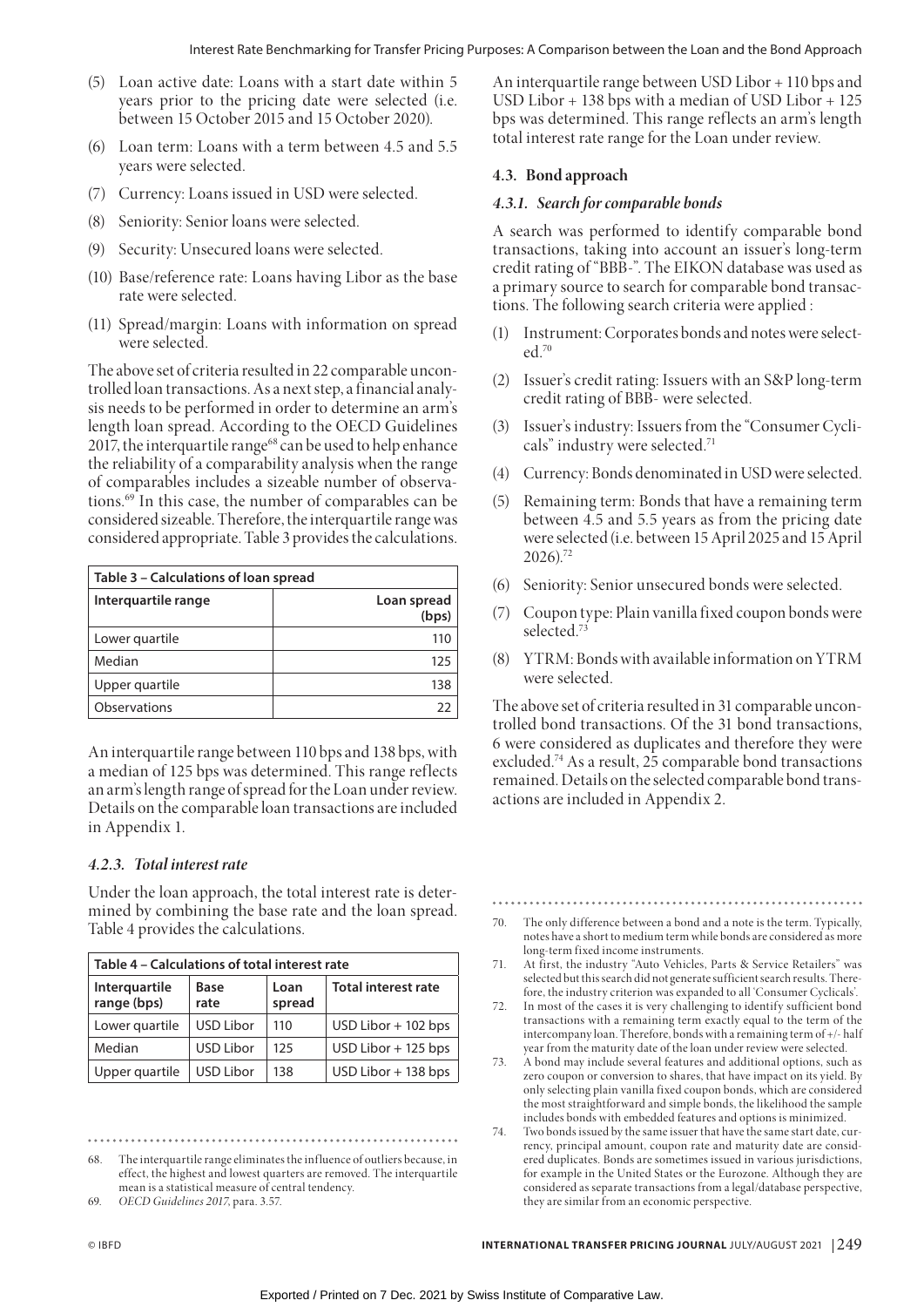(5) Loan active date: Loans with a start date within 5 years prior to the pricing date were selected (i.e. between 15 October 2015 and 15 October 2020).

(6) Loan term: Loans with a term between 4.5 and 5.5 years were selected.

(7) Currency: Loans issued in USD were selected.

(8) Seniority: Senior loans were selected.

(9) Security: Unsecured loans were selected.

(10) Base/reference rate: Loans having Libor as the base rate were selected.

(11) Spread/margin: Loans with information on spread were selected.

The above set of criteria resulted in 22 comparable uncontrolled loan transactions. As a next step, a financial analysis needs to be performed in order to determine an arm's length loan spread. According to the OECD Guidelines 2017, the interquartile range[68] can be used to help enhance the reliability of a comparability analysis when the range of comparables includes a sizeable number of observations.[69] In this case, the number of comparables can be considered sizeable. Therefore, the interquartile range was considered appropriate. Table 3 provides the calculations.

| Table 3 – Calculations of loan spread | |
|---|---|
| **Interquartile range** | **Loan spread (bps)** |
| Lower quartile | 110 |
| Median | 125 |
| Upper quartile | 138 |
| Observations | 22 |

An interquartile range between 110 bps and 138 bps, with a median of 125 bps was determined. This range reflects an arm's length range of spread for the Loan under review. Details on the comparable loan transactions are included in Appendix 1.

#### *4.2.3. Total interest rate*

Under the loan approach, the total interest rate is determined by combining the base rate and the loan spread. Table 4 provides the calculations.

| Table 4 – Calculations of total interest rate | | | |
|---|---|---|---|
| **Interquartile range (bps)** | **Base rate** | **Loan spread** | **Total interest rate** |
| Lower quartile | USD Libor | 110 | USD Libor + 102 bps |
| Median | USD Libor | 125 | USD Libor + 125 bps |
| Upper quartile | USD Libor | 138 | USD Libor + 138 bps |

An interquartile range between USD Libor + 110 bps and USD Libor + 138 bps with a median of USD Libor + 125 bps was determined. This range reflects an arm's length total interest rate range for the Loan under review.

### 4.3. Bond approach

#### *4.3.1. Search for comparable bonds*

A search was performed to identify comparable bond transactions, taking into account an issuer's long-term credit rating of "BBB-". The EIKON database was used as a primary source to search for comparable bond transactions. The following search criteria were applied :

(1) Instrument: Corporates bonds and notes were selected.[70]

(2) Issuer's credit rating: Issuers with an S&P long-term credit rating of BBB- were selected.

(3) Issuer's industry: Issuers from the "Consumer Cyclicals" industry were selected.[71]

(4) Currency: Bonds denominated in USD were selected.

(5) Remaining term: Bonds that have a remaining term between 4.5 and 5.5 years as from the pricing date were selected (i.e. between 15 April 2025 and 15 April 2026).[72]

(6) Seniority: Senior unsecured bonds were selected.

(7) Coupon type: Plain vanilla fixed coupon bonds were selected.[73]

(8) YTRM: Bonds with available information on YTRM were selected.

The above set of criteria resulted in 31 comparable uncontrolled bond transactions. Of the 31 bond transactions, 6 were considered as duplicates and therefore they were excluded.[74] As a result, 25 comparable bond transactions remained. Details on the selected comparable bond transactions are included in Appendix 2.

---

68. The interquartile range eliminates the influence of outliers because, in effect, the highest and lowest quarters are removed. The interquartile mean is a statistical measure of central tendency.

69. *OECD Guidelines 2017*, para. 3.57.

70. The only difference between a bond and a note is the term. Typically, notes have a short to medium term while bonds are considered as more long-term fixed income instruments.

71. At first, the industry "Auto Vehicles, Parts & Service Retailers" was selected but this search did not generate sufficient search results. Therefore, the industry criterion was expanded to all 'Consumer Cyclicals'.

72. In most of the cases it is very challenging to identify sufficient bond transactions with a remaining term exactly equal to the term of the intercompany loan. Therefore, bonds with a remaining term of +/- half year from the maturity date of the loan under review were selected.

73. A bond may include several features and additional options, such as zero coupon or conversion to shares, that have impact on its yield. By only selecting plain vanilla fixed coupon bonds, which are considered the most straightforward and simple bonds, the likelihood the sample includes bonds with embedded features and options is minimized.

74. Two bonds issued by the same issuer that have the same start date, currency, principal amount, coupon rate and maturity date are considered duplicates. Bonds are sometimes issued in various jurisdictions, for example in the United States or the Eurozone. Although they are considered as separate transactions from a legal/database perspective, they are similar from an economic perspective.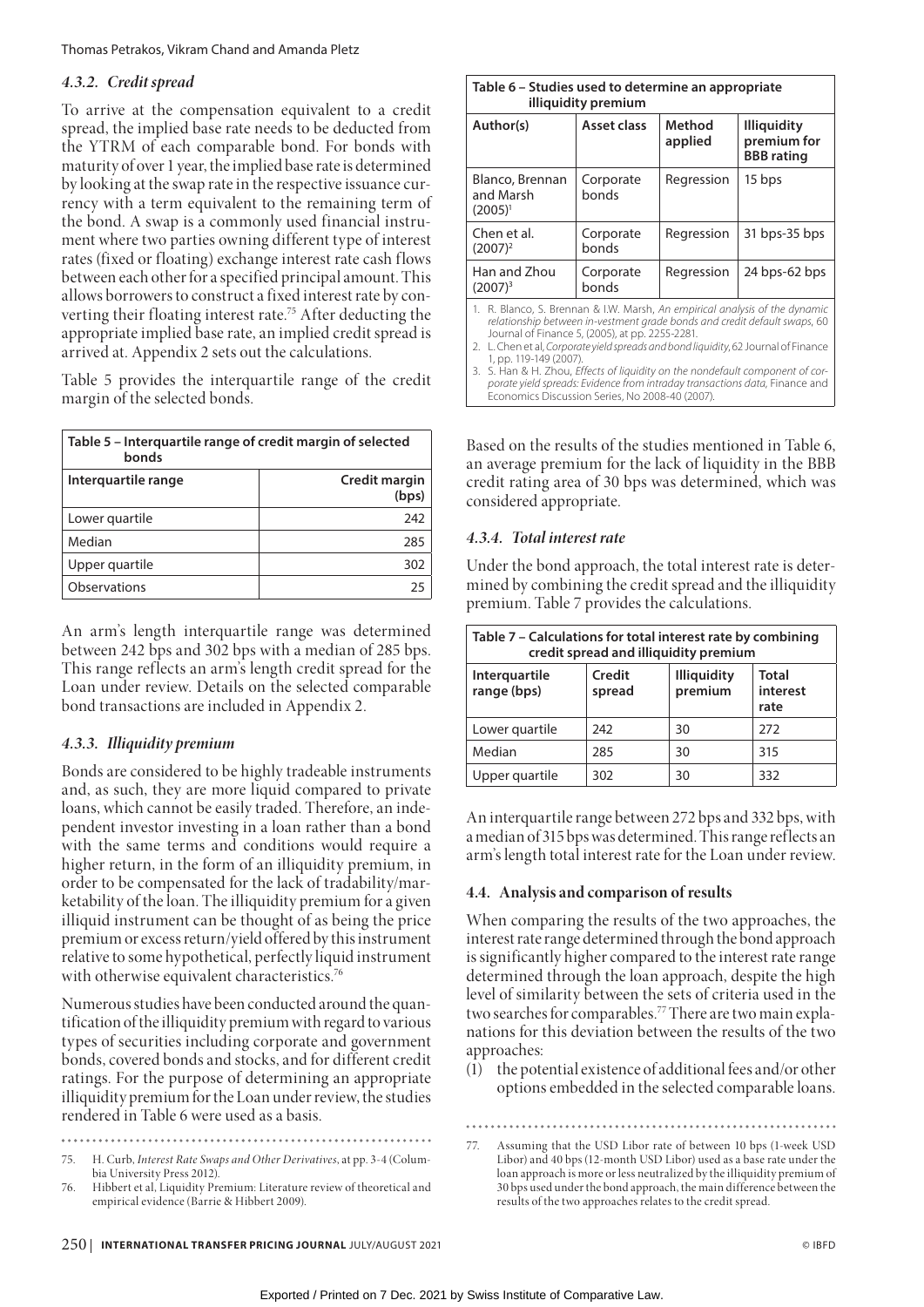#### 4.3.2. Credit spread

To arrive at the compensation equivalent to a credit spread, the implied base rate needs to be deducted from the YTRM of each comparable bond. For bonds with maturity of over 1 year, the implied base rate is determined by looking at the swap rate in the respective issuance currency with a term equivalent to the remaining term of the bond. A swap is a commonly used financial instrument where two parties owning different type of interest rates (fixed or floating) exchange interest rate cash flows between each other for a specified principal amount. This allows borrowers to construct a fixed interest rate by converting their floating interest rate.[75] After deducting the appropriate implied base rate, an implied credit spread is arrived at. Appendix 2 sets out the calculations.

Table 5 provides the interquartile range of the credit margin of the selected bonds.

**Table 5 – Interquartile range of credit margin of selected bonds**

| Interquartile range | Credit margin (bps) |
|---|---|
| Lower quartile | 242 |
| Median | 285 |
| Upper quartile | 302 |
| Observations | 25 |

An arm's length interquartile range was determined between 242 bps and 302 bps with a median of 285 bps. This range reflects an arm's length credit spread for the Loan under review. Details on the selected comparable bond transactions are included in Appendix 2.

#### 4.3.3. Illiquidity premium

Bonds are considered to be highly tradeable instruments and, as such, they are more liquid compared to private loans, which cannot be easily traded. Therefore, an independent investor investing in a loan rather than a bond with the same terms and conditions would require a higher return, in the form of an illiquidity premium, in order to be compensated for the lack of tradability/marketability of the loan. The illiquidity premium for a given illiquid instrument can be thought of as being the price premium or excess return/yield offered by this instrument relative to some hypothetical, perfectly liquid instrument with otherwise equivalent characteristics.[76]

Numerous studies have been conducted around the quantification of the illiquidity premium with regard to various types of securities including corporate and government bonds, covered bonds and stocks, and for different credit ratings. For the purpose of determining an appropriate illiquidity premium for the Loan under review, the studies rendered in Table 6 were used as a basis.

75. H. Curb, *Interest Rate Swaps and Other Derivatives*, at pp. 3-4 (Columbia University Press 2012).

76. Hibbert et al, Liquidity Premium: Literature review of theoretical and empirical evidence (Barrie & Hibbert 2009).

**Table 6 – Studies used to determine an appropriate illiquidity premium**

| Author(s) | Asset class | Method applied | Illiquidity premium for BBB rating |
|---|---|---|---|
| Blanco, Brennan and Marsh (2005)[1] | Corporate bonds | Regression | 15 bps |
| Chen et al. (2007)[2] | Corporate bonds | Regression | 31 bps-35 bps |
| Han and Zhou (2007)[3] | Corporate bonds | Regression | 24 bps-62 bps |

1. R. Blanco, S. Brennan & I.W. Marsh, *An empirical analysis of the dynamic relationship between in-vestment grade bonds and credit default swaps*, 60 Journal of Finance 5, (2005), at pp. 2255-2281.
2. L. Chen et al, *Corporate yield spreads and bond liquidity*, 62 Journal of Finance 1, pp. 119-149 (2007).
3. S. Han & H. Zhou, *Effects of liquidity on the nondefault component of corporate yield spreads: Evidence from intraday transactions data*, Finance and Economics Discussion Series, No 2008-40 (2007).

Based on the results of the studies mentioned in Table 6, an average premium for the lack of liquidity in the BBB credit rating area of 30 bps was determined, which was considered appropriate.

#### 4.3.4. Total interest rate

Under the bond approach, the total interest rate is determined by combining the credit spread and the illiquidity premium. Table 7 provides the calculations.

**Table 7 – Calculations for total interest rate by combining credit spread and illiquidity premium**

| Interquartile range (bps) | Credit spread | Illiquidity premium | Total interest rate |
|---|---|---|---|
| Lower quartile | 242 | 30 | 272 |
| Median | 285 | 30 | 315 |
| Upper quartile | 302 | 30 | 332 |

An interquartile range between 272 bps and 332 bps, with a median of 315 bps was determined. This range reflects an arm's length total interest rate for the Loan under review.

### 4.4. Analysis and comparison of results

When comparing the results of the two approaches, the interest rate range determined through the bond approach is significantly higher compared to the interest rate range determined through the loan approach, despite the high level of similarity between the sets of criteria used in the two searches for comparables.[77] There are two main explanations for this deviation between the results of the two approaches:

(1) the potential existence of additional fees and/or other options embedded in the selected comparable loans.

77. Assuming that the USD Libor rate of between 10 bps (1-week USD Libor) and 40 bps (12-month USD Libor) used as a base rate under the loan approach is more or less neutralized by the illiquidity premium of 30 bps used under the bond approach, the main difference between the results of the two approaches relates to the credit spread.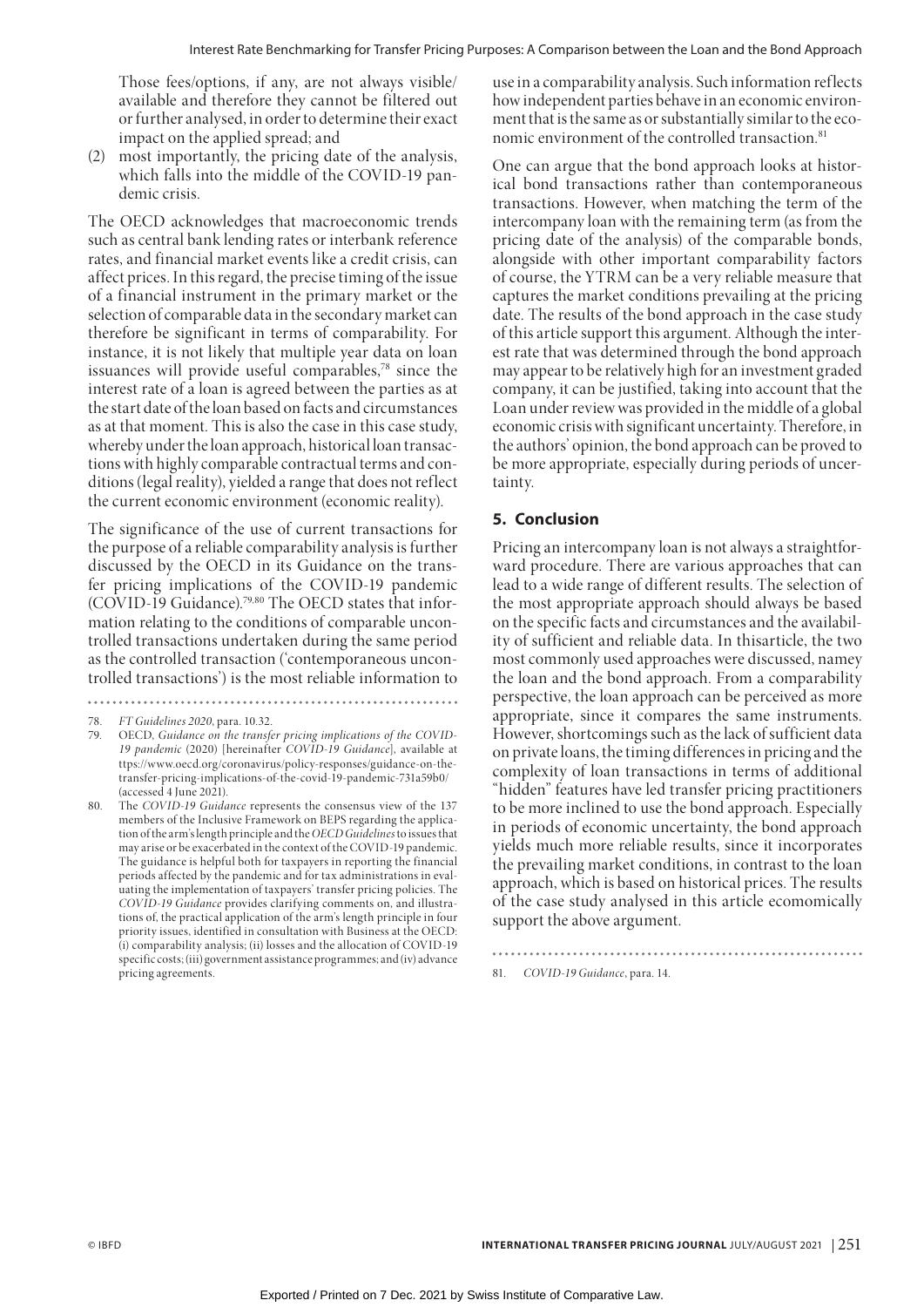Those fees/options, if any, are not always visible/available and therefore they cannot be filtered out or further analysed, in order to determine their exact impact on the applied spread; and

(2) most importantly, the pricing date of the analysis, which falls into the middle of the COVID-19 pandemic crisis.

The OECD acknowledges that macroeconomic trends such as central bank lending rates or interbank reference rates, and financial market events like a credit crisis, can affect prices. In this regard, the precise timing of the issue of a financial instrument in the primary market or the selection of comparable data in the secondary market can therefore be significant in terms of comparability. For instance, it is not likely that multiple year data on loan issuances will provide useful comparables,[78] since the interest rate of a loan is agreed between the parties as at the start date of the loan based on facts and circumstances as at that moment. This is also the case in this case study, whereby under the loan approach, historical loan transactions with highly comparable contractual terms and conditions (legal reality), yielded a range that does not reflect the current economic environment (economic reality).

The significance of the use of current transactions for the purpose of a reliable comparability analysis is further discussed by the OECD in its Guidance on the transfer pricing implications of the COVID-19 pandemic (COVID-19 Guidance).[79,80] The OECD states that information relating to the conditions of comparable uncontrolled transactions undertaken during the same period as the controlled transaction ('contemporaneous uncontrolled transactions') is the most reliable information to use in a comparability analysis. Such information reflects how independent parties behave in an economic environment that is the same as or substantially similar to the economic environment of the controlled transaction.[81]

One can argue that the bond approach looks at historical bond transactions rather than contemporaneous transactions. However, when matching the term of the intercompany loan with the remaining term (as from the pricing date of the analysis) of the comparable bonds, alongside with other important comparability factors of course, the YTRM can be a very reliable measure that captures the market conditions prevailing at the pricing date. The results of the bond approach in the case study of this article support this argument. Although the interest rate that was determined through the bond approach may appear to be relatively high for an investment graded company, it can be justified, taking into account that the Loan under review was provided in the middle of a global economic crisis with significant uncertainty. Therefore, in the authors' opinion, the bond approach can be proved to be more appropriate, especially during periods of uncertainty.

## 5. Conclusion

Pricing an intercompany loan is not always a straightforward procedure. There are various approaches that can lead to a wide range of different results. The selection of the most appropriate approach should always be based on the specific facts and circumstances and the availability of sufficient and reliable data. In thisarticle, the two most commonly used approaches were discussed, namey the loan and the bond approach. From a comparability perspective, the loan approach can be perceived as more appropriate, since it compares the same instruments. However, shortcomings such as the lack of sufficient data on private loans, the timing differences in pricing and the complexity of loan transactions in terms of additional "hidden" features have led transfer pricing practitioners to be more inclined to use the bond approach. Especially in periods of economic uncertainty, the bond approach yields much more reliable results, since it incorporates the prevailing market conditions, in contrast to the loan approach, which is based on historical prices. The results of the case study analysed in this article ecomomically support the above argument.

---

78. *FT Guidelines 2020*, para. 10.32.
79. OECD, *Guidance on the transfer pricing implications of the COVID-19 pandemic* (2020) [hereinafter *COVID-19 Guidance*], available at ttps://www.oecd.org/coronavirus/policy-responses/guidance-on-the-transfer-pricing-implications-of-the-covid-19-pandemic-731a59b0/ (accessed 4 June 2021).
80. The *COVID-19 Guidance* represents the consensus view of the 137 members of the Inclusive Framework on BEPS regarding the application of the arm's length principle and the *OECD Guidelines* to issues that may arise or be exacerbated in the context of the COVID-19 pandemic. The guidance is helpful both for taxpayers in reporting the financial periods affected by the pandemic and for tax administrations in evaluating the implementation of taxpayers' transfer pricing policies. The *COVID-19 Guidance* provides clarifying comments on, and illustrations of, the practical application of the arm's length principle in four priority issues, identified in consultation with Business at the OECD: (i) comparability analysis; (ii) losses and the allocation of COVID-19 specific costs; (iii) government assistance programmes; and (iv) advance pricing agreements.
81. *COVID-19 Guidance*, para. 14.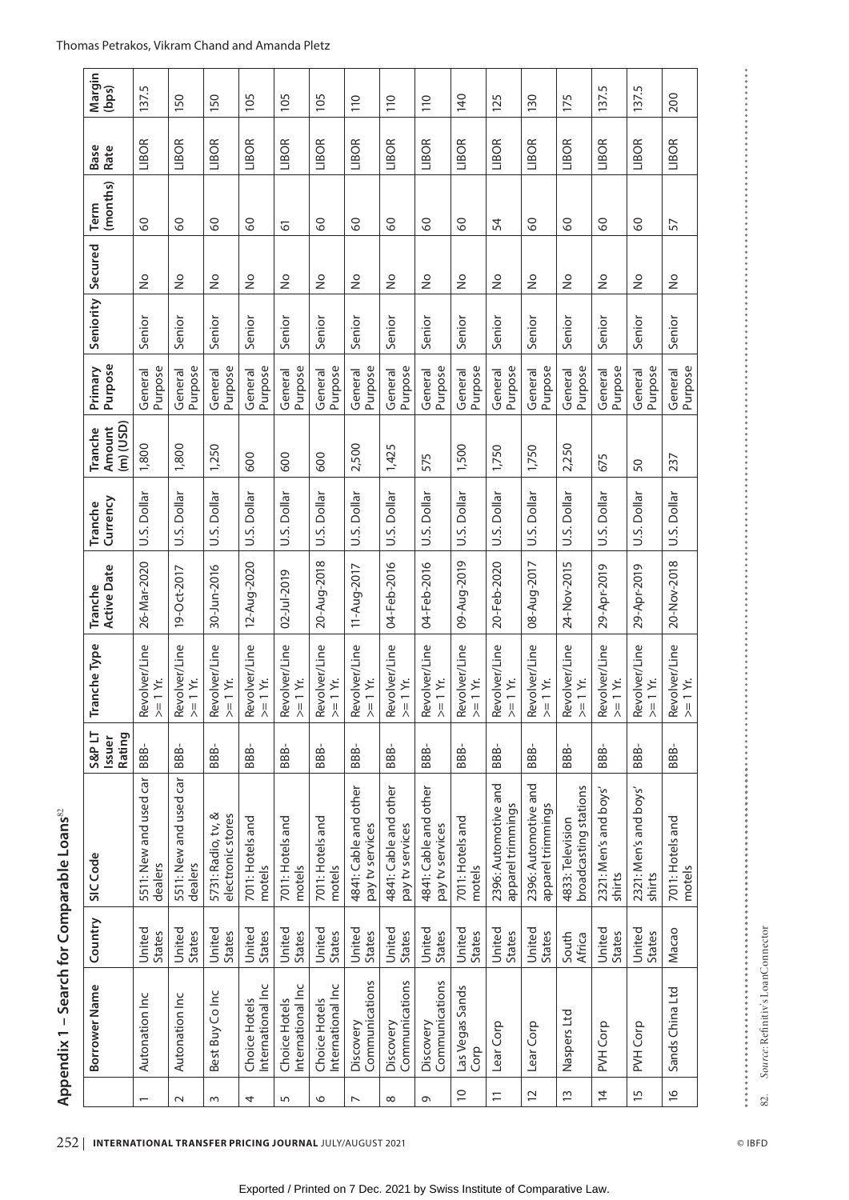## Appendix 1 – Search for Comparable Loans[82]

| | Borrower Name | Country | SIC Code | S&P LT Issuer Rating | Tranche Type | Tranche Active Date | Tranche Currency | Tranche Amount (m) (USD) | Primary Purpose | Seniority | Secured | Term (months) | Base Rate | Margin (bps) |
|---|---|---|---|---|---|---|---|---|---|---|---|---|---|---|
| 1 | Autonation Inc | United States | 5511: New and used car dealers | BBB- | Revolver/Line >= 1 Yr. | 26-Mar-2020 | U.S. Dollar | 1,800 | General Purpose | Senior | No | 60 | LIBOR | 137.5 |
| 2 | Autonation Inc | United States | 5511: New and used car dealers | BBB- | Revolver/Line >= 1 Yr. | 19-Oct-2017 | U.S. Dollar | 1,800 | General Purpose | Senior | No | 60 | LIBOR | 150 |
| 3 | Best Buy Co Inc | United States | 5731: Radio, tv, & electronic stores | BBB- | Revolver/Line >= 1 Yr. | 30-Jun-2016 | U.S. Dollar | 1,250 | General Purpose | Senior | No | 60 | LIBOR | 150 |
| 4 | Choice Hotels International Inc | United States | 7011: Hotels and motels | BBB- | Revolver/Line >= 1 Yr. | 12-Aug-2020 | U.S. Dollar | 600 | General Purpose | Senior | No | 60 | LIBOR | 105 |
| 5 | Choice Hotels International Inc | United States | 7011: Hotels and motels | BBB- | Revolver/Line >= 1 Yr. | 02-Jul-2019 | U.S. Dollar | 600 | General Purpose | Senior | No | 61 | LIBOR | 105 |
| 6 | Choice Hotels International Inc | United States | 7011: Hotels and motels | BBB- | Revolver/Line >= 1 Yr. | 20-Aug-2018 | U.S. Dollar | 600 | General Purpose | Senior | No | 60 | LIBOR | 105 |
| 7 | Discovery Communications | United States | 4841: Cable and other pay tv services | BBB- | Revolver/Line >= 1 Yr. | 11-Aug-2017 | U.S. Dollar | 2,500 | General Purpose | Senior | No | 60 | LIBOR | 110 |
| 8 | Discovery Communications | United States | 4841: Cable and other pay tv services | BBB- | Revolver/Line >= 1 Yr. | 04-Feb-2016 | U.S. Dollar | 1,425 | General Purpose | Senior | No | 60 | LIBOR | 110 |
| 9 | Discovery Communications | United States | 4841: Cable and other pay tv services | BBB- | Revolver/Line >= 1 Yr. | 04-Feb-2016 | U.S. Dollar | 575 | General Purpose | Senior | No | 60 | LIBOR | 110 |
| 10 | Las Vegas Sands Corp | United States | 7011: Hotels and motels | BBB- | Revolver/Line >= 1 Yr. | 09-Aug-2019 | U.S. Dollar | 1,500 | General Purpose | Senior | No | 60 | LIBOR | 140 |
| 11 | Lear Corp | United States | 2396: Automotive and apparel trimmings | BBB- | Revolver/Line >= 1 Yr. | 20-Feb-2020 | U.S. Dollar | 1,750 | General Purpose | Senior | No | 54 | LIBOR | 125 |
| 12 | Lear Corp | United States | 2396: Automotive and apparel trimmings | BBB- | Revolver/Line >= 1 Yr. | 08-Aug-2017 | U.S. Dollar | 1,750 | General Purpose | Senior | No | 60 | LIBOR | 130 |
| 13 | Naspers Ltd | South Africa | 4833: Television broadcasting stations | BBB- | Revolver/Line >= 1 Yr. | 24-Nov-2015 | U.S. Dollar | 2,250 | General Purpose | Senior | No | 60 | LIBOR | 175 |
| 14 | PVH Corp | United States | 2321: Men's and boys' shirts | BBB- | Revolver/Line >= 1 Yr. | 29-Apr-2019 | U.S. Dollar | 675 | General Purpose | Senior | No | 60 | LIBOR | 137.5 |
| 15 | PVH Corp | United States | 2321: Men's and boys' shirts | BBB- | Revolver/Line >= 1 Yr. | 29-Apr-2019 | U.S. Dollar | 50 | General Purpose | Senior | No | 60 | LIBOR | 137.5 |
| 16 | Sands China Ltd | Macao | 7011: Hotels and motels | BBB- | Revolver/Line >= 1 Yr. | 20-Nov-2018 | U.S. Dollar | 237 | General Purpose | Senior | No | 57 | LIBOR | 200 |

82. *Source*: Refinitiv's LoanConnector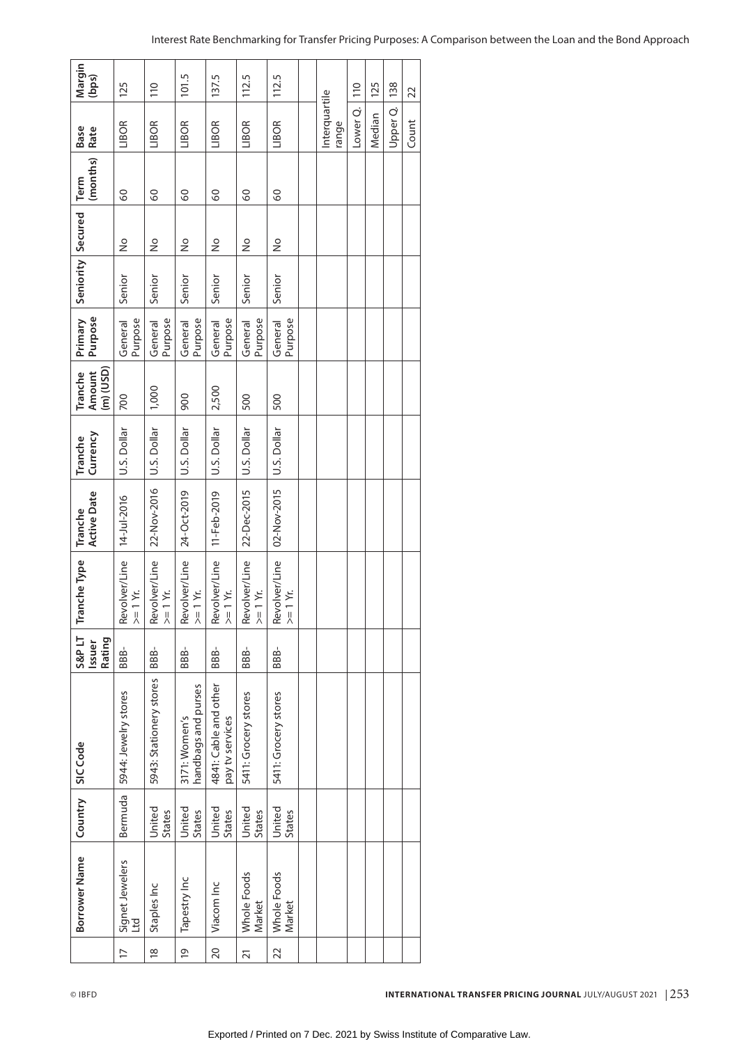| | Borrower Name | Country | SIC Code | S&P LT Issuer Rating | Tranche Type | Tranche Active Date | Tranche Currency | Tranche Amount (m) (USD) | Primary Purpose | Seniority | Secured | Term (months) | Base Rate | Margin (bps) |
|---|---|---|---|---|---|---|---|---|---|---|---|---|---|---|
| 17 | Signet Jewelers Ltd | Bermuda | 5944: Jewelry stores | BBB- | Revolver/Line >= 1 Yr. | 14-Jul-2016 | U.S. Dollar | 700 | General Purpose | Senior | No | 60 | LIBOR | 125 |
| 18 | Staples Inc | United States | 5943: Stationery stores | BBB- | Revolver/Line >= 1 Yr. | 22-Nov-2016 | U.S. Dollar | 1,000 | General Purpose | Senior | No | 60 | LIBOR | 110 |
| 19 | Tapestry Inc | United States | 3171: Women's handbags and purses | BBB- | Revolver/Line >= 1 Yr. | 24-Oct-2019 | U.S. Dollar | 900 | General Purpose | Senior | No | 60 | LIBOR | 101.5 |
| 20 | Viacom Inc | United States | 4841: Cable and other pay tv services | BBB- | Revolver/Line >= 1 Yr. | 11-Feb-2019 | U.S. Dollar | 2,500 | General Purpose | Senior | No | 60 | LIBOR | 137.5 |
| 21 | Whole Foods Market | United States | 5411: Grocery stores | BBB- | Revolver/Line >= 1 Yr. | 22-Dec-2015 | U.S. Dollar | 500 | General Purpose | Senior | No | 60 | LIBOR | 112.5 |
| 22 | Whole Foods Market | United States | 5411: Grocery stores | BBB- | Revolver/Line >= 1 Yr. | 02-Nov-2015 | U.S. Dollar | 500 | General Purpose | Senior | No | 60 | LIBOR | 112.5 |
| | | | | | | | | | | | | | | |
| | | | | | | | | | | | | | Interquartile range | |
| | | | | | | | | | | | | | Lower Q. | 110 |
| | | | | | | | | | | | | | Median | 125 |
| | | | | | | | | | | | | | Upper Q. | 138 |
| | | | | | | | | | | | | | Count | 22 |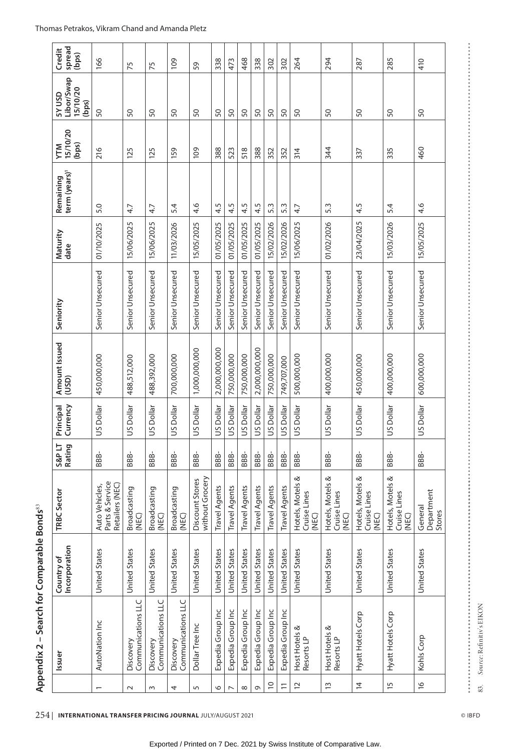## Appendix 2 – Search for Comparable Bonds[83]

| | Issuer | Country of Incorporation | TRBC Sector | S&P LT Rating | Principal Currency | Amount Issued (USD) | Seniority | Maturity date | Remaining term (years)[1] | YTM 15/10/20 (bps) | 5Y USD Libor/Swap 15/10/20 (bps) | Credit spread (bps) |
|---|---|---|---|---|---|---|---|---|---|---|---|---|
| 1 | AutoNation Inc | United States | Auto Vehicles, Parts & Service Retailers (NEC) | BBB- | US Dollar | 450,000,000 | Senior Unsecured | 01/10/2025 | 5.0 | 216 | 50 | 166 |
| 2 | Discovery Communications LLC | United States | Broadcasting (NEC) | BBB- | US Dollar | 488,512,000 | Senior Unsecured | 15/06/2025 | 4.7 | 125 | 50 | 75 |
| 3 | Discovery Communications LLC | United States | Broadcasting (NEC) | BBB- | US Dollar | 488,392,000 | Senior Unsecured | 15/06/2025 | 4.7 | 125 | 50 | 75 |
| 4 | Discovery Communications LLC | United States | Broadcasting (NEC) | BBB- | US Dollar | 700,000,000 | Senior Unsecured | 11/03/2026 | 5.4 | 159 | 50 | 109 |
| 5 | Dollar Tree Inc | United States | Discount Stores without Grocery | BBB- | US Dollar | 1,000,000,000 | Senior Unsecured | 15/05/2025 | 4.6 | 109 | 50 | 59 |
| 6 | Expedia Group Inc | United States | Travel Agents | BBB- | US Dollar | 2,000,000,000 | Senior Unsecured | 01/05/2025 | 4.5 | 388 | 50 | 338 |
| 7 | Expedia Group Inc | United States | Travel Agents | BBB- | US Dollar | 750,000,000 | Senior Unsecured | 01/05/2025 | 4.5 | 523 | 50 | 473 |
| 8 | Expedia Group Inc | United States | Travel Agents | BBB- | US Dollar | 750,000,000 | Senior Unsecured | 01/05/2025 | 4.5 | 518 | 50 | 468 |
| 9 | Expedia Group Inc | United States | Travel Agents | BBB- | US Dollar | 2,000,000,000 | Senior Unsecured | 01/05/2025 | 4.5 | 388 | 50 | 338 |
| 10 | Expedia Group Inc | United States | Travel Agents | BBB- | US Dollar | 750,000,000 | Senior Unsecured | 15/02/2026 | 5.3 | 352 | 50 | 302 |
| 11 | Expedia Group Inc | United States | Travel Agents | BBB- | US Dollar | 749,707,000 | Senior Unsecured | 15/02/2026 | 5.3 | 352 | 50 | 302 |
| 12 | Host Hotels & Resorts LP | United States | Hotels, Motels & Cruise Lines (NEC) | BBB- | US Dollar | 500,000,000 | Senior Unsecured | 15/06/2025 | 4.7 | 314 | 50 | 264 |
| 13 | Host Hotels & Resorts LP | United States | Hotels, Motels & Cruise Lines (NEC) | BBB- | US Dollar | 400,000,000 | Senior Unsecured | 01/02/2026 | 5.3 | 344 | 50 | 294 |
| 14 | Hyatt Hotels Corp | United States | Hotels, Motels & Cruise Lines (NEC) | BBB- | US Dollar | 450,000,000 | Senior Unsecured | 23/04/2025 | 4.5 | 337 | 50 | 287 |
| 15 | Hyatt Hotels Corp | United States | Hotels, Motels & Cruise Lines (NEC) | BBB- | US Dollar | 400,000,000 | Senior Unsecured | 15/03/2026 | 5.4 | 335 | 50 | 285 |
| 16 | Kohls Corp | United States | General Department Stores | BBB- | US Dollar | 600,000,000 | Senior Unsecured | 15/05/2025 | 4.6 | 460 | 50 | 410 |

83. *Source*: Refinitiv's EIKON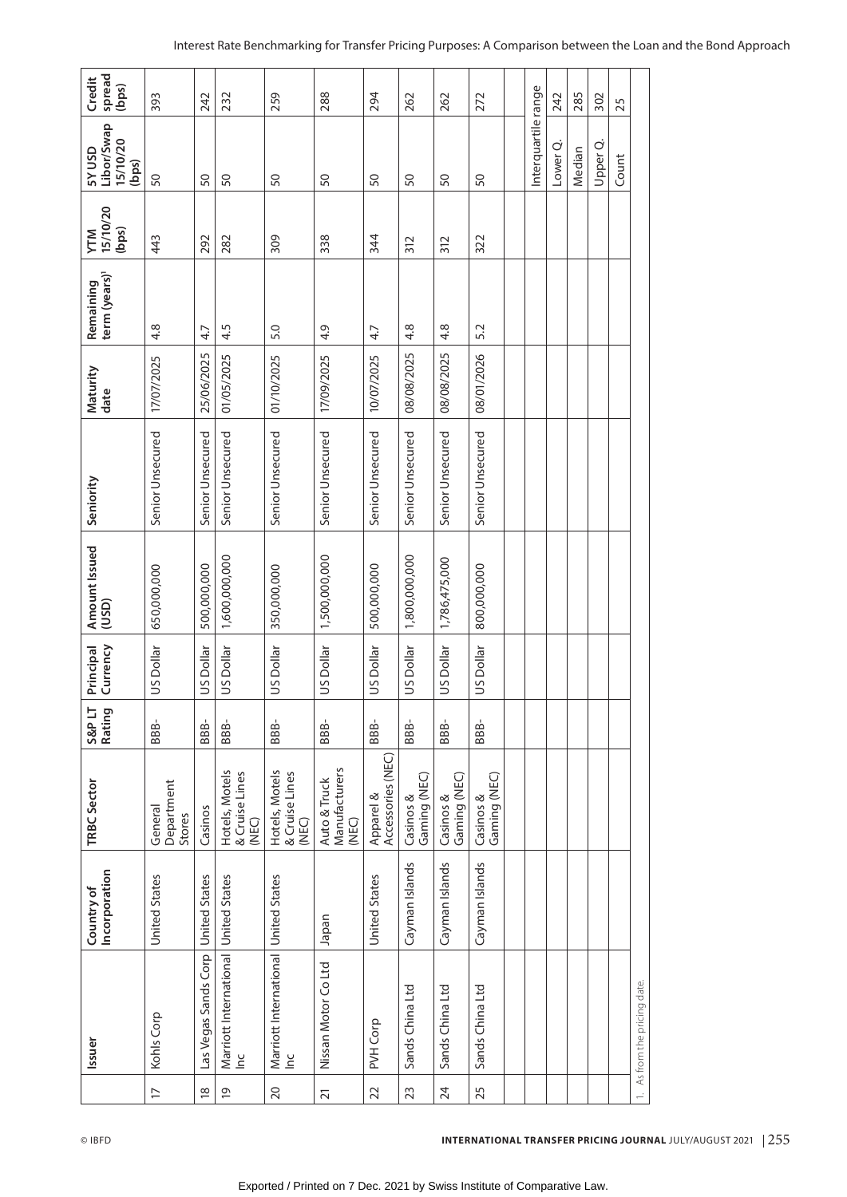| | Issuer | Country of Incorporation | TRBC Sector | S&P LT Rating | Principal Currency | Amount Issued (USD) | Seniority | Maturity date | Remaining term (years)[1] | YTM 15/10/20 (bps) | 5Y USD Libor/Swap 15/10/20 (bps) | Credit spread (bps) |
|---|---|---|---|---|---|---|---|---|---|---|---|---|
| 17 | Kohls Corp | United States | General Department Stores | BBB- | US Dollar | 650,000,000 | Senior Unsecured | 17/07/2025 | 4.8 | 443 | 50 | 393 |
| 18 | Las Vegas Sands Corp | United States | Casinos | BBB- | US Dollar | 500,000,000 | Senior Unsecured | 25/06/2025 | 4.7 | 292 | 50 | 242 |
| 19 | Marriott International Inc | United States | Hotels, Motels & Cruise Lines (NEC) | BBB- | US Dollar | 1,600,000,000 | Senior Unsecured | 01/05/2025 | 4.5 | 282 | 50 | 232 |
| 20 | Marriott International Inc | United States | Hotels, Motels & Cruise Lines (NEC) | BBB- | US Dollar | 350,000,000 | Senior Unsecured | 01/10/2025 | 5.0 | 309 | 50 | 259 |
| 21 | Nissan Motor Co Ltd | Japan | Auto & Truck Manufacturers (NEC) | BBB- | US Dollar | 1,500,000,000 | Senior Unsecured | 17/09/2025 | 4.9 | 338 | 50 | 288 |
| 22 | PVH Corp | United States | Apparel & Accessories (NEC) | BBB- | US Dollar | 500,000,000 | Senior Unsecured | 10/07/2025 | 4.7 | 344 | 50 | 294 |
| 23 | Sands China Ltd | Cayman Islands | Casinos & Gaming (NEC) | BBB- | US Dollar | 1,800,000,000 | Senior Unsecured | 08/08/2025 | 4.8 | 312 | 50 | 262 |
| 24 | Sands China Ltd | Cayman Islands | Casinos & Gaming (NEC) | BBB- | US Dollar | 1,786,475,000 | Senior Unsecured | 08/08/2025 | 4.8 | 312 | 50 | 262 |
| 25 | Sands China Ltd | Cayman Islands | Casinos & Gaming (NEC) | BBB- | US Dollar | 800,000,000 | Senior Unsecured | 08/01/2026 | 5.2 | 322 | 50 | 272 |
| | | | | | | | | | | | | |
| | | | | | | | | | | | Interquartile range | |
| | | | | | | | | | | | Lower Q. | 242 |
| | | | | | | | | | | | Median | 285 |
| | | | | | | | | | | | Upper Q. | 302 |
| | | | | | | | | | | | Count | 25 |

1. As from the pricing date.